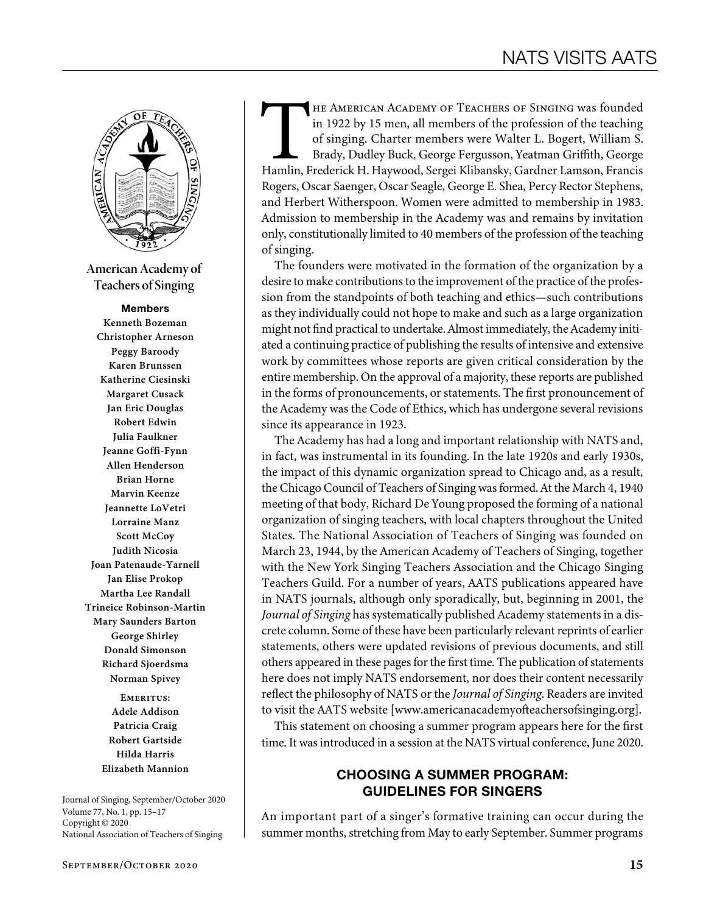**American Academy of Teachers of Singing**

**Members**

Kenneth Bozeman
Christopher Arneson
Peggy Baroody
Karen Brunssen
Katherine Ciesinski
Margaret Cusack
Jan Eric Douglas
Robert Edwin
Julia Faulkner
Jeanne Goffi-Fynn
Allen Henderson
Brian Horne
Marvin Keenze
Jeannette LoVetri
Lorraine Manz
Scott McCoy
Judith Nicosia
Joan Patenaude-Yarnell
Jan Elise Prokop
Martha Lee Randall
Trineice Robinson-Martin
Mary Saunders Barton
George Shirley
Donald Simonson
Richard Sjoerdsma
Norman Spivey

Emeritus:
Adele Addison
Patricia Craig
Robert Gartside
Hilda Harris
Elizabeth Mannion

Journal of Singing, September/October 2020
Volume 77, No. 1, pp. 15–17
Copyright © 2020
National Association of Teachers of Singing

The American Academy of Teachers of Singing was founded in 1922 by 15 men, all members of the profession of the teaching of singing. Charter members were Walter L. Bogert, William S. Brady, Dudley Buck, George Fergusson, Yeatman Griffith, George Hamlin, Frederick H. Haywood, Sergei Klibansky, Gardner Lamson, Francis Rogers, Oscar Saenger, Oscar Seagle, George E. Shea, Percy Rector Stephens, and Herbert Witherspoon. Women were admitted to membership in 1983. Admission to membership in the Academy was and remains by invitation only, constitutionally limited to 40 members of the profession of the teaching of singing.

The founders were motivated in the formation of the organization by a desire to make contributions to the improvement of the practice of the profession from the standpoints of both teaching and ethics—such contributions as they individually could not hope to make and such as a large organization might not find practical to undertake. Almost immediately, the Academy initiated a continuing practice of publishing the results of intensive and extensive work by committees whose reports are given critical consideration by the entire membership. On the approval of a majority, these reports are published in the forms of pronouncements, or statements. The first pronouncement of the Academy was the Code of Ethics, which has undergone several revisions since its appearance in 1923.

The Academy has had a long and important relationship with NATS and, in fact, was instrumental in its founding. In the late 1920s and early 1930s, the impact of this dynamic organization spread to Chicago and, as a result, the Chicago Council of Teachers of Singing was formed. At the March 4, 1940 meeting of that body, Richard De Young proposed the forming of a national organization of singing teachers, with local chapters throughout the United States. The National Association of Teachers of Singing was founded on March 23, 1944, by the American Academy of Teachers of Singing, together with the New York Singing Teachers Association and the Chicago Singing Teachers Guild. For a number of years, AATS publications appeared have in NATS journals, although only sporadically, but, beginning in 2001, the *Journal of Singing* has systematically published Academy statements in a discrete column. Some of these have been particularly relevant reprints of earlier statements, others were updated revisions of previous documents, and still others appeared in these pages for the first time. The publication of statements here does not imply NATS endorsement, nor does their content necessarily reflect the philosophy of NATS or the *Journal of Singing*. Readers are invited to visit the AATS website [www.americanacademyofteachersofsinging.org].

This statement on choosing a summer program appears here for the first time. It was introduced in a session at the NATS virtual conference, June 2020.

## CHOOSING A SUMMER PROGRAM: GUIDELINES FOR SINGERS

An important part of a singer's formative training can occur during the summer months, stretching from May to early September. Summer programs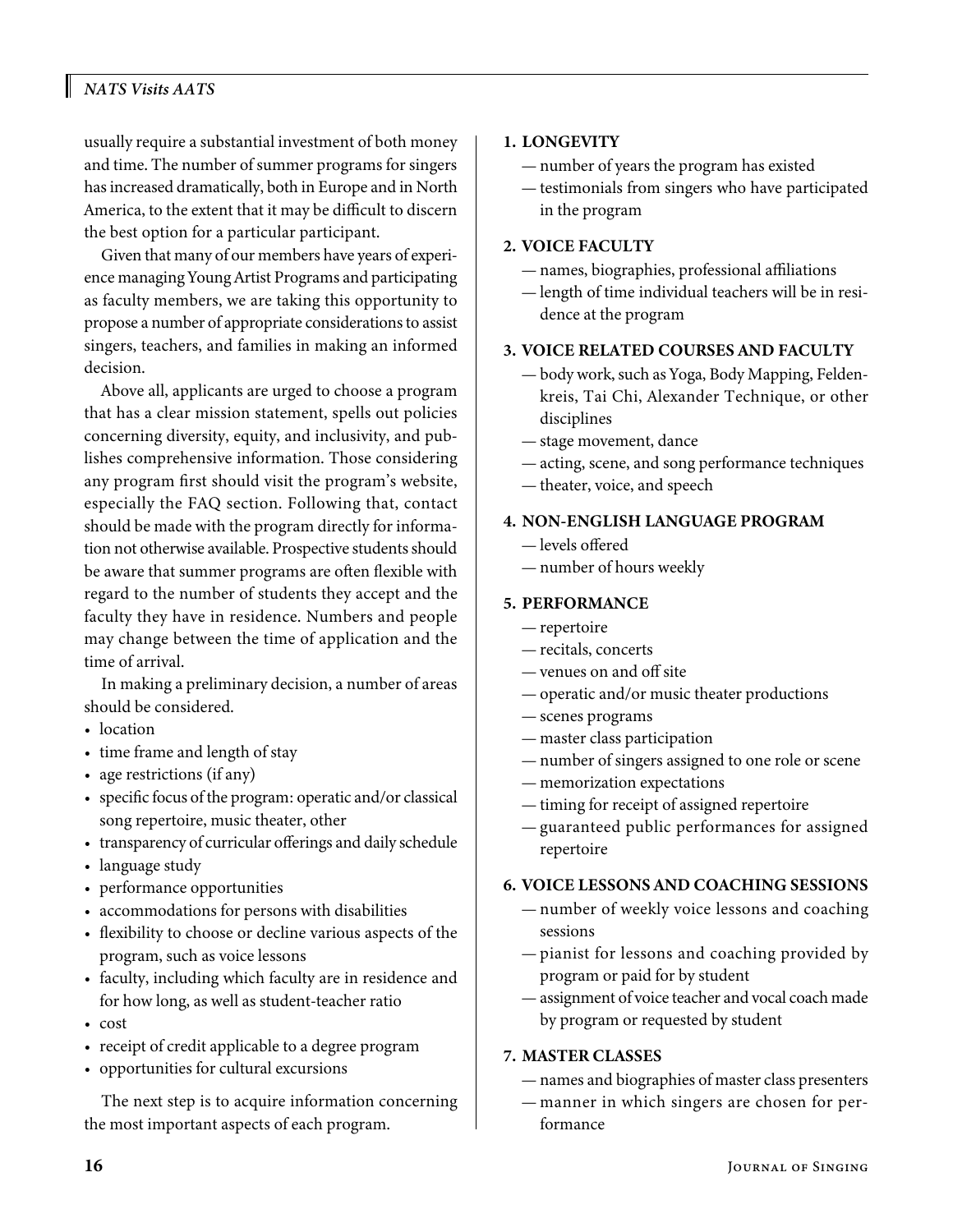usually require a substantial investment of both money and time. The number of summer programs for singers has increased dramatically, both in Europe and in North America, to the extent that it may be difficult to discern the best option for a particular participant.

Given that many of our members have years of experience managing Young Artist Programs and participating as faculty members, we are taking this opportunity to propose a number of appropriate considerations to assist singers, teachers, and families in making an informed decision.

Above all, applicants are urged to choose a program that has a clear mission statement, spells out policies concerning diversity, equity, and inclusivity, and publishes comprehensive information. Those considering any program first should visit the program's website, especially the FAQ section. Following that, contact should be made with the program directly for information not otherwise available. Prospective students should be aware that summer programs are often flexible with regard to the number of students they accept and the faculty they have in residence. Numbers and people may change between the time of application and the time of arrival.

In making a preliminary decision, a number of areas should be considered.

- location
- time frame and length of stay
- age restrictions (if any)
- specific focus of the program: operatic and/or classical song repertoire, music theater, other
- transparency of curricular offerings and daily schedule
- language study
- performance opportunities
- accommodations for persons with disabilities
- flexibility to choose or decline various aspects of the program, such as voice lessons
- faculty, including which faculty are in residence and for how long, as well as student-teacher ratio
- cost
- receipt of credit applicable to a degree program
- opportunities for cultural excursions

The next step is to acquire information concerning the most important aspects of each program.

**1. LONGEVITY**

— number of years the program has existed
— testimonials from singers who have participated in the program

**2. VOICE FACULTY**

— names, biographies, professional affiliations
— length of time individual teachers will be in residence at the program

**3. VOICE RELATED COURSES AND FACULTY**

— body work, such as Yoga, Body Mapping, Feldenkreis, Tai Chi, Alexander Technique, or other disciplines
— stage movement, dance
— acting, scene, and song performance techniques
— theater, voice, and speech

**4. NON-ENGLISH LANGUAGE PROGRAM**

— levels offered
— number of hours weekly

**5. PERFORMANCE**

— repertoire
— recitals, concerts
— venues on and off site
— operatic and/or music theater productions
— scenes programs
— master class participation
— number of singers assigned to one role or scene
— memorization expectations
— timing for receipt of assigned repertoire
— guaranteed public performances for assigned repertoire

**6. VOICE LESSONS AND COACHING SESSIONS**

— number of weekly voice lessons and coaching sessions
— pianist for lessons and coaching provided by program or paid for by student
— assignment of voice teacher and vocal coach made by program or requested by student

**7. MASTER CLASSES**

— names and biographies of master class presenters
— manner in which singers are chosen for performance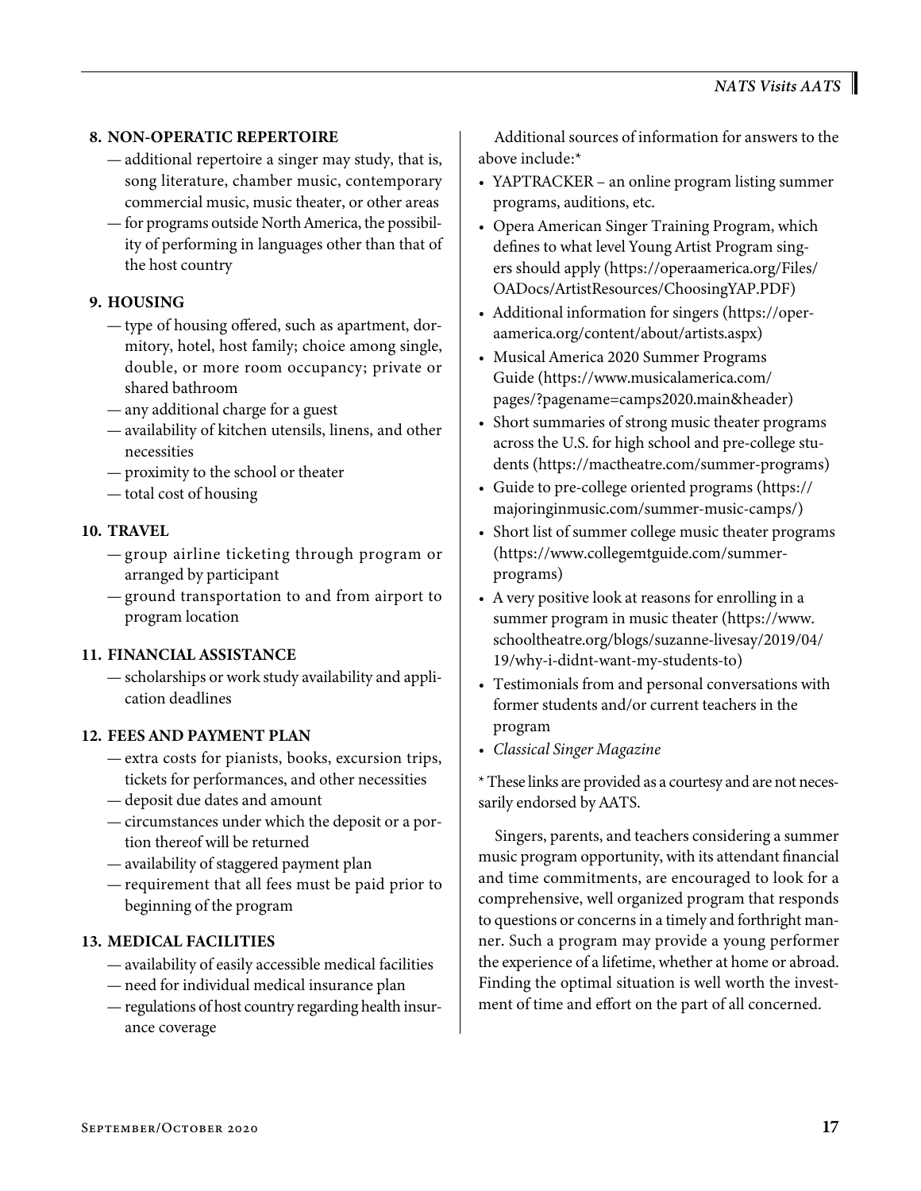**8. NON-OPERATIC REPERTOIRE**

— additional repertoire a singer may study, that is, song literature, chamber music, contemporary commercial music, music theater, or other areas

— for programs outside North America, the possibility of performing in languages other than that of the host country

**9. HOUSING**

— type of housing offered, such as apartment, dormitory, hotel, host family; choice among single, double, or more room occupancy; private or shared bathroom

— any additional charge for a guest

— availability of kitchen utensils, linens, and other necessities

— proximity to the school or theater

— total cost of housing

**10. TRAVEL**

— group airline ticketing through program or arranged by participant

— ground transportation to and from airport to program location

**11. FINANCIAL ASSISTANCE**

— scholarships or work study availability and application deadlines

**12. FEES AND PAYMENT PLAN**

— extra costs for pianists, books, excursion trips, tickets for performances, and other necessities

— deposit due dates and amount

— circumstances under which the deposit or a portion thereof will be returned

— availability of staggered payment plan

— requirement that all fees must be paid prior to beginning of the program

**13. MEDICAL FACILITIES**

— availability of easily accessible medical facilities

— need for individual medical insurance plan

— regulations of host country regarding health insurance coverage

Additional sources of information for answers to the above include:*

- YAPTRACKER – an online program listing summer programs, auditions, etc.
- Opera American Singer Training Program, which defines to what level Young Artist Program singers should apply (https://operaamerica.org/Files/OADocs/ArtistResources/ChoosingYAP.PDF)
- Additional information for singers (https://operaamerica.org/content/about/artists.aspx)
- Musical America 2020 Summer Programs Guide (https://www.musicalamerica.com/pages/?pagename=camps2020.main&header)
- Short summaries of strong music theater programs across the U.S. for high school and pre-college students (https://mactheatre.com/summer-programs)
- Guide to pre-college oriented programs (https://majoringinmusic.com/summer-music-camps/)
- Short list of summer college music theater programs (https://www.collegemtguide.com/summer-programs)
- A very positive look at reasons for enrolling in a summer program in music theater (https://www.schooltheatre.org/blogs/suzanne-livesay/2019/04/19/why-i-didnt-want-my-students-to)
- Testimonials from and personal conversations with former students and/or current teachers in the program
- *Classical Singer Magazine*

* These links are provided as a courtesy and are not necessarily endorsed by AATS.

Singers, parents, and teachers considering a summer music program opportunity, with its attendant financial and time commitments, are encouraged to look for a comprehensive, well organized program that responds to questions or concerns in a timely and forthright manner. Such a program may provide a young performer the experience of a lifetime, whether at home or abroad. Finding the optimal situation is well worth the investment of time and effort on the part of all concerned.